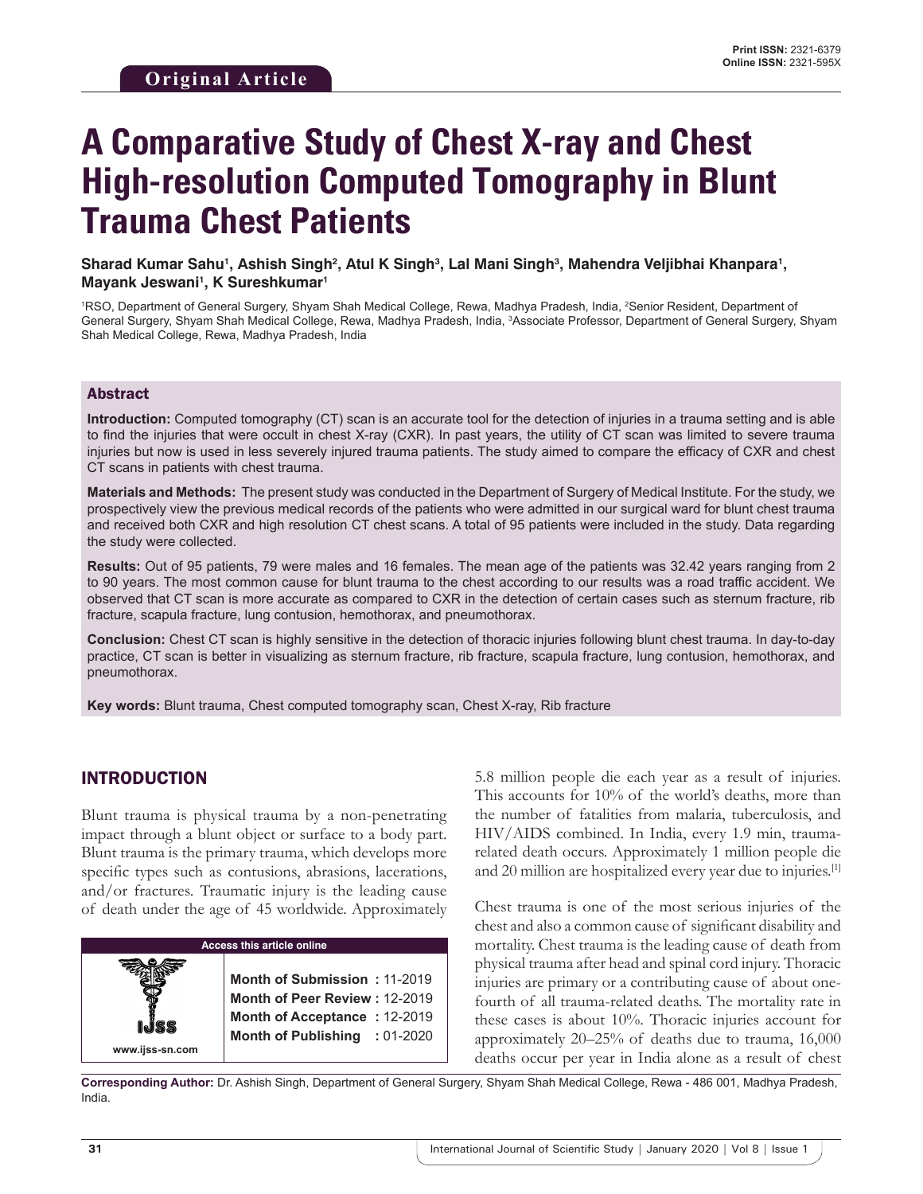**Original Article**

# A Comparative Study of Chest X-ray and Chest High-resolution Computed Tomography in Blunt Trauma Chest Patients

**Sharad Kumar Sahu[1], Ashish Singh[2], Atul K Singh[3], Lal Mani Singh[3], Mahendra Veljibhai Khanpara[1], Mayank Jeswani[1], K Sureshkumar[1]**

[1]RSO, Department of General Surgery, Shyam Shah Medical College, Rewa, Madhya Pradesh, India, [2]Senior Resident, Department of General Surgery, Shyam Shah Medical College, Rewa, Madhya Pradesh, India, [3]Associate Professor, Department of General Surgery, Shyam Shah Medical College, Rewa, Madhya Pradesh, India

## Abstract

**Introduction:** Computed tomography (CT) scan is an accurate tool for the detection of injuries in a trauma setting and is able to find the injuries that were occult in chest X-ray (CXR). In past years, the utility of CT scan was limited to severe trauma injuries but now is used in less severely injured trauma patients. The study aimed to compare the efficacy of CXR and chest CT scans in patients with chest trauma.

**Materials and Methods:** The present study was conducted in the Department of Surgery of Medical Institute. For the study, we prospectively view the previous medical records of the patients who were admitted in our surgical ward for blunt chest trauma and received both CXR and high resolution CT chest scans. A total of 95 patients were included in the study. Data regarding the study were collected.

**Results:** Out of 95 patients, 79 were males and 16 females. The mean age of the patients was 32.42 years ranging from 2 to 90 years. The most common cause for blunt trauma to the chest according to our results was a road traffic accident. We observed that CT scan is more accurate as compared to CXR in the detection of certain cases such as sternum fracture, rib fracture, scapula fracture, lung contusion, hemothorax, and pneumothorax.

**Conclusion:** Chest CT scan is highly sensitive in the detection of thoracic injuries following blunt chest trauma. In day-to-day practice, CT scan is better in visualizing as sternum fracture, rib fracture, scapula fracture, lung contusion, hemothorax, and pneumothorax.

**Key words:** Blunt trauma, Chest computed tomography scan, Chest X-ray, Rib fracture

## INTRODUCTION

Blunt trauma is physical trauma by a non-penetrating impact through a blunt object or surface to a body part. Blunt trauma is the primary trauma, which develops more specific types such as contusions, abrasions, lacerations, and/or fractures. Traumatic injury is the leading cause of death under the age of 45 worldwide. Approximately 5.8 million people die each year as a result of injuries. This accounts for 10% of the world's deaths, more than the number of fatalities from malaria, tuberculosis, and HIV/AIDS combined. In India, every 1.9 min, trauma-related death occurs. Approximately 1 million people die and 20 million are hospitalized every year due to injuries.[1]

Chest trauma is one of the most serious injuries of the chest and also a common cause of significant disability and mortality. Chest trauma is the leading cause of death from physical trauma after head and spinal cord injury. Thoracic injuries are primary or a contributing cause of about one-fourth of all trauma-related deaths. The mortality rate in these cases is about 10%. Thoracic injuries account for approximately 20–25% of deaths due to trauma, 16,000 deaths occur per year in India alone as a result of chest

| Access this article online | |
|---|---|
| www.ijss-sn.com | **Month of Submission :** 11-2019<br>**Month of Peer Review :** 12-2019<br>**Month of Acceptance :** 12-2019<br>**Month of Publishing :** 01-2020 |

**Corresponding Author:** Dr. Ashish Singh, Department of General Surgery, Shyam Shah Medical College, Rewa - 486 001, Madhya Pradesh, India.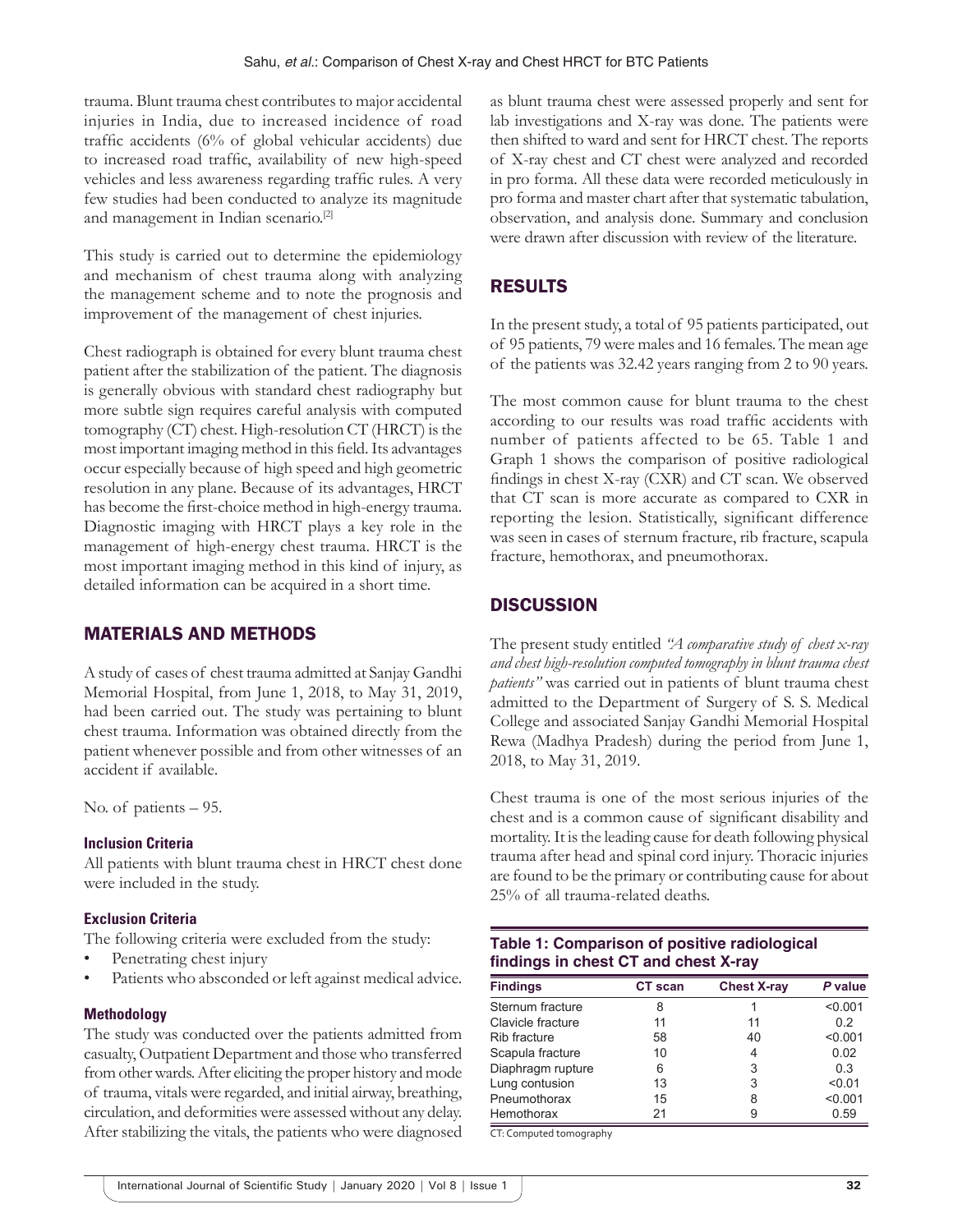trauma. Blunt trauma chest contributes to major accidental injuries in India, due to increased incidence of road traffic accidents (6% of global vehicular accidents) due to increased road traffic, availability of new high-speed vehicles and less awareness regarding traffic rules. A very few studies had been conducted to analyze its magnitude and management in Indian scenario.[2]

This study is carried out to determine the epidemiology and mechanism of chest trauma along with analyzing the management scheme and to note the prognosis and improvement of the management of chest injuries.

Chest radiograph is obtained for every blunt trauma chest patient after the stabilization of the patient. The diagnosis is generally obvious with standard chest radiography but more subtle sign requires careful analysis with computed tomography (CT) chest. High-resolution CT (HRCT) is the most important imaging method in this field. Its advantages occur especially because of high speed and high geometric resolution in any plane. Because of its advantages, HRCT has become the first-choice method in high-energy trauma. Diagnostic imaging with HRCT plays a key role in the management of high-energy chest trauma. HRCT is the most important imaging method in this kind of injury, as detailed information can be acquired in a short time.

## MATERIALS AND METHODS

A study of cases of chest trauma admitted at Sanjay Gandhi Memorial Hospital, from June 1, 2018, to May 31, 2019, had been carried out. The study was pertaining to blunt chest trauma. Information was obtained directly from the patient whenever possible and from other witnesses of an accident if available.

No. of patients – 95.

### Inclusion Criteria

All patients with blunt trauma chest in HRCT chest done were included in the study.

### Exclusion Criteria

The following criteria were excluded from the study:

- Penetrating chest injury
- Patients who absconded or left against medical advice.

### Methodology

The study was conducted over the patients admitted from casualty, Outpatient Department and those who transferred from other wards. After eliciting the proper history and mode of trauma, vitals were regarded, and initial airway, breathing, circulation, and deformities were assessed without any delay. After stabilizing the vitals, the patients who were diagnosed as blunt trauma chest were assessed properly and sent for lab investigations and X-ray was done. The patients were then shifted to ward and sent for HRCT chest. The reports of X-ray chest and CT chest were analyzed and recorded in pro forma. All these data were recorded meticulously in pro forma and master chart after that systematic tabulation, observation, and analysis done. Summary and conclusion were drawn after discussion with review of the literature.

## RESULTS

In the present study, a total of 95 patients participated, out of 95 patients, 79 were males and 16 females. The mean age of the patients was 32.42 years ranging from 2 to 90 years.

The most common cause for blunt trauma to the chest according to our results was road traffic accidents with number of patients affected to be 65. Table 1 and Graph 1 shows the comparison of positive radiological findings in chest X-ray (CXR) and CT scan. We observed that CT scan is more accurate as compared to CXR in reporting the lesion. Statistically, significant difference was seen in cases of sternum fracture, rib fracture, scapula fracture, hemothorax, and pneumothorax.

## DISCUSSION

The present study entitled *"A comparative study of chest x-ray and chest high-resolution computed tomography in blunt trauma chest patients"* was carried out in patients of blunt trauma chest admitted to the Department of Surgery of S. S. Medical College and associated Sanjay Gandhi Memorial Hospital Rewa (Madhya Pradesh) during the period from June 1, 2018, to May 31, 2019.

Chest trauma is one of the most serious injuries of the chest and is a common cause of significant disability and mortality. It is the leading cause for death following physical trauma after head and spinal cord injury. Thoracic injuries are found to be the primary or contributing cause for about 25% of all trauma-related deaths.

**Table 1: Comparison of positive radiological findings in chest CT and chest X-ray**

| Findings | CT scan | Chest X-ray | P value |
|---|---|---|---|
| Sternum fracture | 8 | 1 | <0.001 |
| Clavicle fracture | 11 | 11 | 0.2 |
| Rib fracture | 58 | 40 | <0.001 |
| Scapula fracture | 10 | 4 | 0.02 |
| Diaphragm rupture | 6 | 3 | 0.3 |
| Lung contusion | 13 | 3 | <0.01 |
| Pneumothorax | 15 | 8 | <0.001 |
| Hemothorax | 21 | 9 | 0.59 |

CT: Computed tomography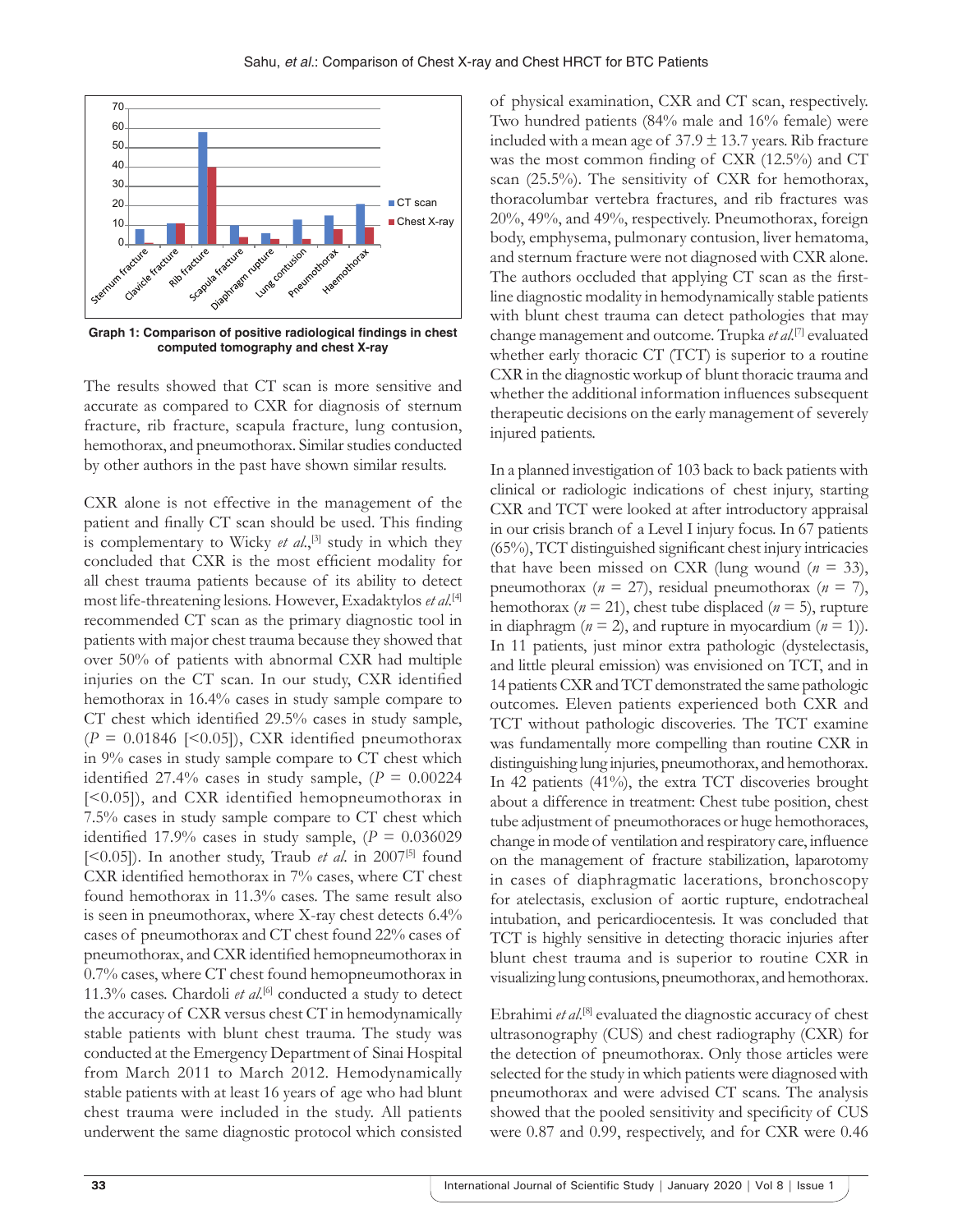Graph 1: Comparison of positive radiological findings in chest computed tomography and chest X-ray

The results showed that CT scan is more sensitive and accurate as compared to CXR for diagnosis of sternum fracture, rib fracture, scapula fracture, lung contusion, hemothorax, and pneumothorax. Similar studies conducted by other authors in the past have shown similar results.

CXR alone is not effective in the management of the patient and finally CT scan should be used. This finding is complementary to Wicky *et al.*,[3] study in which they concluded that CXR is the most efficient modality for all chest trauma patients because of its ability to detect most life-threatening lesions. However, Exadaktylos *et al.*[4] recommended CT scan as the primary diagnostic tool in patients with major chest trauma because they showed that over 50% of patients with abnormal CXR had multiple injuries on the CT scan. In our study, CXR identified hemothorax in 16.4% cases in study sample compare to CT chest which identified 29.5% cases in study sample, ($P$ = 0.01846 [<0.05]), CXR identified pneumothorax in 9% cases in study sample compare to CT chest which identified 27.4% cases in study sample, ($P$ = 0.00224 [<0.05]), and CXR identified hemopneumothorax in 7.5% cases in study sample compare to CT chest which identified 17.9% cases in study sample, ($P$ = 0.036029 [<0.05]). In another study, Traub *et al.* in 2007[5] found CXR identified hemothorax in 7% cases, where CT chest found hemothorax in 11.3% cases. The same result also is seen in pneumothorax, where X-ray chest detects 6.4% cases of pneumothorax and CT chest found 22% cases of pneumothorax, and CXR identified hemopneumothorax in 0.7% cases, where CT chest found hemopneumothorax in 11.3% cases. Chardoli *et al.*[6] conducted a study to detect the accuracy of CXR versus chest CT in hemodynamically stable patients with blunt chest trauma. The study was conducted at the Emergency Department of Sinai Hospital from March 2011 to March 2012. Hemodynamically stable patients with at least 16 years of age who had blunt chest trauma were included in the study. All patients underwent the same diagnostic protocol which consisted of physical examination, CXR and CT scan, respectively. Two hundred patients (84% male and 16% female) were included with a mean age of 37.9 ± 13.7 years. Rib fracture was the most common finding of CXR (12.5%) and CT scan (25.5%). The sensitivity of CXR for hemothorax, thoracolumbar vertebra fractures, and rib fractures was 20%, 49%, and 49%, respectively. Pneumothorax, foreign body, emphysema, pulmonary contusion, liver hematoma, and sternum fracture were not diagnosed with CXR alone. The authors occluded that applying CT scan as the first-line diagnostic modality in hemodynamically stable patients with blunt chest trauma can detect pathologies that may change management and outcome. Trupka *et al.*[7] evaluated whether early thoracic CT (TCT) is superior to a routine CXR in the diagnostic workup of blunt thoracic trauma and whether the additional information influences subsequent therapeutic decisions on the early management of severely injured patients.

In a planned investigation of 103 back to back patients with clinical or radiologic indications of chest injury, starting CXR and TCT were looked at after introductory appraisal in our crisis branch of a Level I injury focus. In 67 patients (65%), TCT distinguished significant chest injury intricacies that have been missed on CXR (lung wound ($n$ = 33), pneumothorax ($n$ = 27), residual pneumothorax ($n$ = 7), hemothorax ($n$ = 21), chest tube displaced ($n$ = 5), rupture in diaphragm ($n$ = 2), and rupture in myocardium ($n$ = 1)). In 11 patients, just minor extra pathologic (dystelectasis, and little pleural emission) was envisioned on TCT, and in 14 patients CXR and TCT demonstrated the same pathologic outcomes. Eleven patients experienced both CXR and TCT without pathologic discoveries. The TCT examine was fundamentally more compelling than routine CXR in distinguishing lung injuries, pneumothorax, and hemothorax. In 42 patients (41%), the extra TCT discoveries brought about a difference in treatment: Chest tube position, chest tube adjustment of pneumothoraces or huge hemothoraces, change in mode of ventilation and respiratory care, influence on the management of fracture stabilization, laparotomy in cases of diaphragmatic lacerations, bronchoscopy for atelectasis, exclusion of aortic rupture, endotracheal intubation, and pericardiocentesis. It was concluded that TCT is highly sensitive in detecting thoracic injuries after blunt chest trauma and is superior to routine CXR in visualizing lung contusions, pneumothorax, and hemothorax.

Ebrahimi *et al.*[8] evaluated the diagnostic accuracy of chest ultrasonography (CUS) and chest radiography (CXR) for the detection of pneumothorax. Only those articles were selected for the study in which patients were diagnosed with pneumothorax and were advised CT scans. The analysis showed that the pooled sensitivity and specificity of CUS were 0.87 and 0.99, respectively, and for CXR were 0.46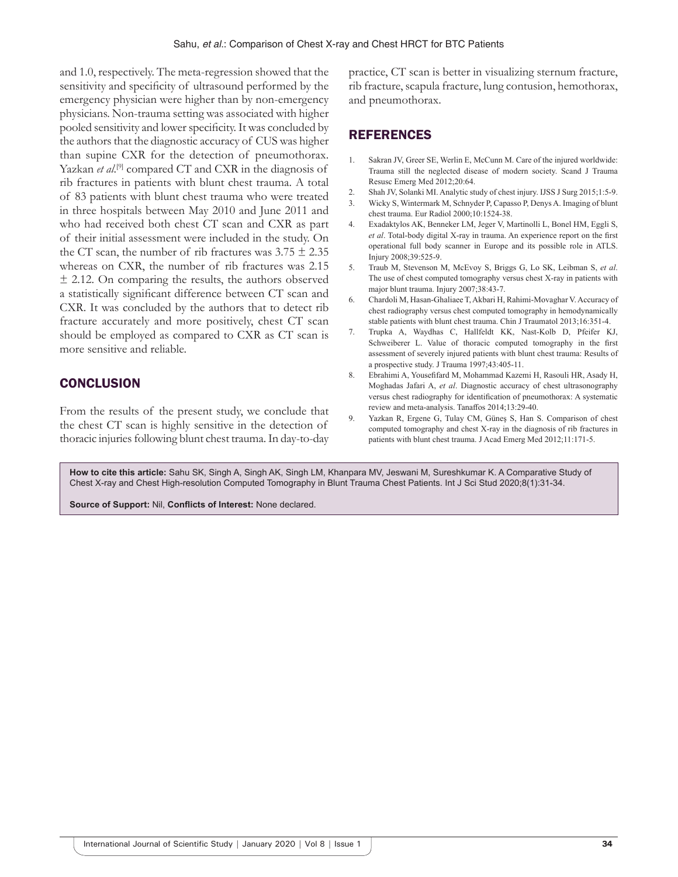and 1.0, respectively. The meta-regression showed that the sensitivity and specificity of ultrasound performed by the emergency physician were higher than by non-emergency physicians. Non-trauma setting was associated with higher pooled sensitivity and lower specificity. It was concluded by the authors that the diagnostic accuracy of CUS was higher than supine CXR for the detection of pneumothorax. Yazkan *et al*.[9] compared CT and CXR in the diagnosis of rib fractures in patients with blunt chest trauma. A total of 83 patients with blunt chest trauma who were treated in three hospitals between May 2010 and June 2011 and who had received both chest CT scan and CXR as part of their initial assessment were included in the study. On the CT scan, the number of rib fractures was $3.75 \pm 2.35$ whereas on CXR, the number of rib fractures was $2.15 \pm 2.12$. On comparing the results, the authors observed a statistically significant difference between CT scan and CXR. It was concluded by the authors that to detect rib fracture accurately and more positively, chest CT scan should be employed as compared to CXR as CT scan is more sensitive and reliable.

## CONCLUSION

From the results of the present study, we conclude that the chest CT scan is highly sensitive in the detection of thoracic injuries following blunt chest trauma. In day-to-day practice, CT scan is better in visualizing sternum fracture, rib fracture, scapula fracture, lung contusion, hemothorax, and pneumothorax.

## REFERENCES

1. Sakran JV, Greer SE, Werlin E, McCunn M. Care of the injured worldwide: Trauma still the neglected disease of modern society. Scand J Trauma Resusc Emerg Med 2012;20:64.
2. Shah JV, Solanki MI. Analytic study of chest injury. IJSS J Surg 2015;1:5-9.
3. Wicky S, Wintermark M, Schnyder P, Capasso P, Denys A. Imaging of blunt chest trauma. Eur Radiol 2000;10:1524-38.
4. Exadaktylos AK, Benneker LM, Jeger V, Martinolli L, Bonel HM, Eggli S, *et al*. Total-body digital X-ray in trauma. An experience report on the first operational full body scanner in Europe and its possible role in ATLS. Injury 2008;39:525-9.
5. Traub M, Stevenson M, McEvoy S, Briggs G, Lo SK, Leibman S, *et al*. The use of chest computed tomography versus chest X-ray in patients with major blunt trauma. Injury 2007;38:43-7.
6. Chardoli M, Hasan-Ghaliaee T, Akbari H, Rahimi-Movaghar V. Accuracy of chest radiography versus chest computed tomography in hemodynamically stable patients with blunt chest trauma. Chin J Traumatol 2013;16:351-4.
7. Trupka A, Waydhas C, Hallfeldt KK, Nast-Kolb D, Pfeifer KJ, Schweiberer L. Value of thoracic computed tomography in the first assessment of severely injured patients with blunt chest trauma: Results of a prospective study. J Trauma 1997;43:405-11.
8. Ebrahimi A, Yousefifard M, Mohammad Kazemi H, Rasouli HR, Asady H, Moghadas Jafari A, *et al*. Diagnostic accuracy of chest ultrasonography versus chest radiography for identification of pneumothorax: A systematic review and meta-analysis. Tanaffos 2014;13:29-40.
9. Yazkan R, Ergene G, Tulay CM, Güneş S, Han S. Comparison of chest computed tomography and chest X-ray in the diagnosis of rib fractures in patients with blunt chest trauma. J Acad Emerg Med 2012;11:171-5.

**How to cite this article:** Sahu SK, Singh A, Singh AK, Singh LM, Khanpara MV, Jeswani M, Sureshkumar K. A Comparative Study of Chest X-ray and Chest High-resolution Computed Tomography in Blunt Trauma Chest Patients. Int J Sci Stud 2020;8(1):31-34.

**Source of Support:** Nil, **Conflicts of Interest:** None declared.